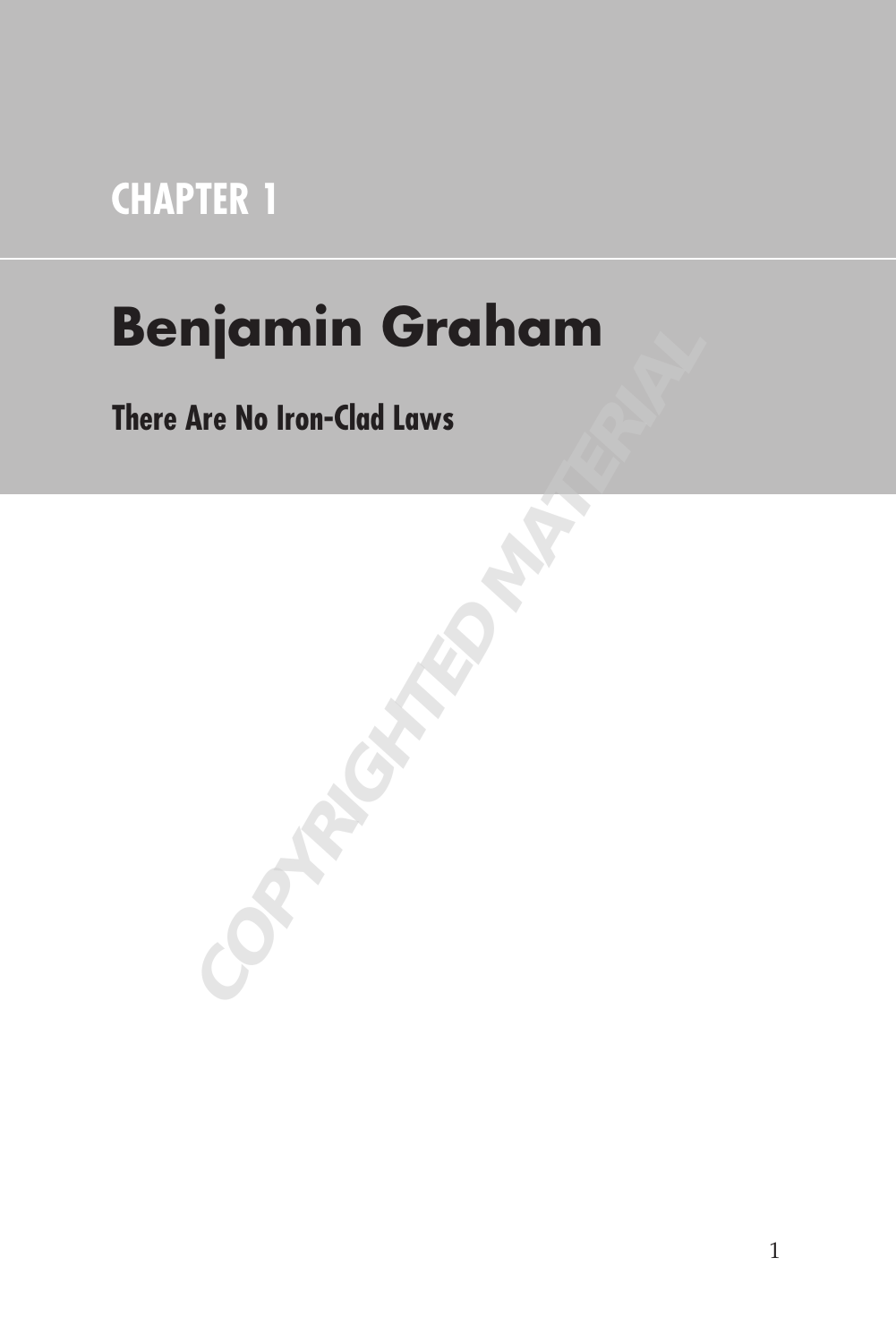# CHAPTER 1

# Benjamin Graham

## There Are No Iron-Clad Laws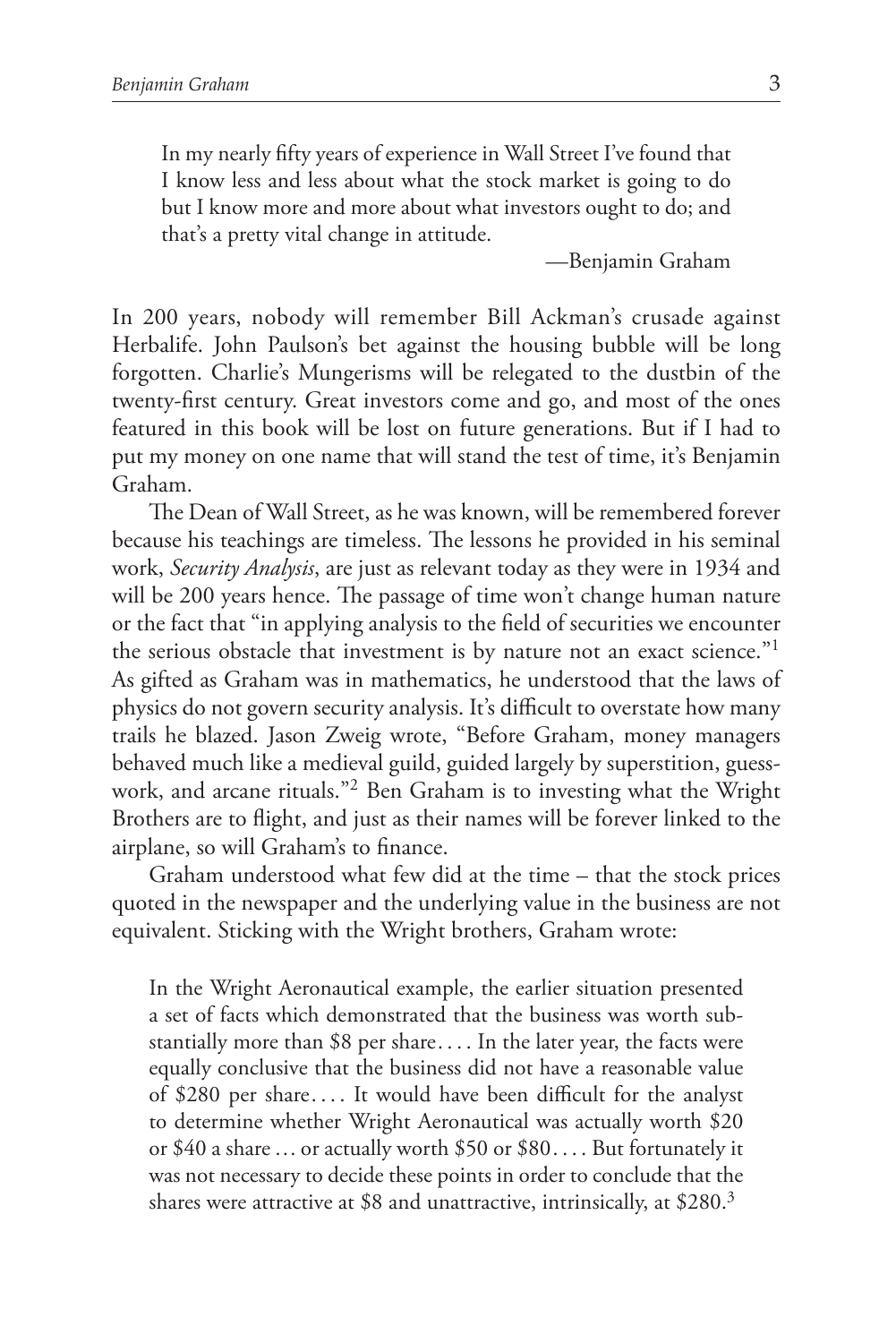> In my nearly fifty years of experience in Wall Street I've found that I know less and less about what the stock market is going to do but I know more and more about what investors ought to do; and that's a pretty vital change in attitude.
>
> —Benjamin Graham

In 200 years, nobody will remember Bill Ackman's crusade against Herbalife. John Paulson's bet against the housing bubble will be long forgotten. Charlie's Mungerisms will be relegated to the dustbin of the twenty-first century. Great investors come and go, and most of the ones featured in this book will be lost on future generations. But if I had to put my money on one name that will stand the test of time, it's Benjamin Graham.

The Dean of Wall Street, as he was known, will be remembered forever because his teachings are timeless. The lessons he provided in his seminal work, *Security Analysis*, are just as relevant today as they were in 1934 and will be 200 years hence. The passage of time won't change human nature or the fact that "in applying analysis to the field of securities we encounter the serious obstacle that investment is by nature not an exact science."[1] As gifted as Graham was in mathematics, he understood that the laws of physics do not govern security analysis. It's difficult to overstate how many trails he blazed. Jason Zweig wrote, "Before Graham, money managers behaved much like a medieval guild, guided largely by superstition, guesswork, and arcane rituals."[2] Ben Graham is to investing what the Wright Brothers are to flight, and just as their names will be forever linked to the airplane, so will Graham's to finance.

Graham understood what few did at the time – that the stock prices quoted in the newspaper and the underlying value in the business are not equivalent. Sticking with the Wright brothers, Graham wrote:

> In the Wright Aeronautical example, the earlier situation presented a set of facts which demonstrated that the business was worth substantially more than $8 per share.... In the later year, the facts were equally conclusive that the business did not have a reasonable value of $280 per share.... It would have been difficult for the analyst to determine whether Wright Aeronautical was actually worth $20 or $40 a share ... or actually worth $50 or $80.... But fortunately it was not necessary to decide these points in order to conclude that the shares were attractive at $8 and unattractive, intrinsically, at $280.[3]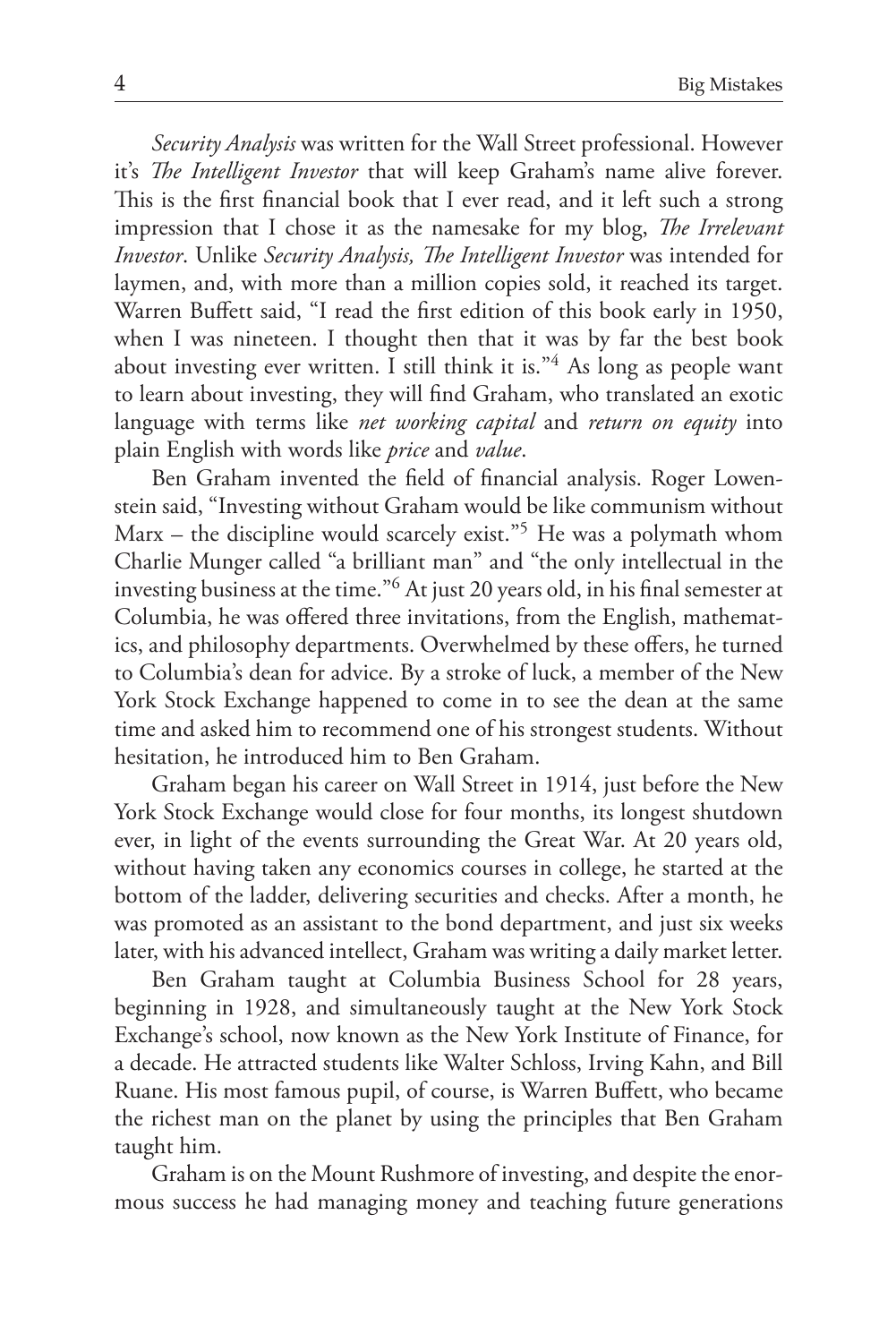*Security Analysis* was written for the Wall Street professional. However it's *The Intelligent Investor* that will keep Graham's name alive forever. This is the first financial book that I ever read, and it left such a strong impression that I chose it as the namesake for my blog, *The Irrelevant Investor*. Unlike *Security Analysis, The Intelligent Investor* was intended for laymen, and, with more than a million copies sold, it reached its target. Warren Buffett said, "I read the first edition of this book early in 1950, when I was nineteen. I thought then that it was by far the best book about investing ever written. I still think it is."[4] As long as people want to learn about investing, they will find Graham, who translated an exotic language with terms like *net working capital* and *return on equity* into plain English with words like *price* and *value*.

Ben Graham invented the field of financial analysis. Roger Lowenstein said, "Investing without Graham would be like communism without Marx – the discipline would scarcely exist."[5] He was a polymath whom Charlie Munger called "a brilliant man" and "the only intellectual in the investing business at the time."[6] At just 20 years old, in his final semester at Columbia, he was offered three invitations, from the English, mathematics, and philosophy departments. Overwhelmed by these offers, he turned to Columbia's dean for advice. By a stroke of luck, a member of the New York Stock Exchange happened to come in to see the dean at the same time and asked him to recommend one of his strongest students. Without hesitation, he introduced him to Ben Graham.

Graham began his career on Wall Street in 1914, just before the New York Stock Exchange would close for four months, its longest shutdown ever, in light of the events surrounding the Great War. At 20 years old, without having taken any economics courses in college, he started at the bottom of the ladder, delivering securities and checks. After a month, he was promoted as an assistant to the bond department, and just six weeks later, with his advanced intellect, Graham was writing a daily market letter.

Ben Graham taught at Columbia Business School for 28 years, beginning in 1928, and simultaneously taught at the New York Stock Exchange's school, now known as the New York Institute of Finance, for a decade. He attracted students like Walter Schloss, Irving Kahn, and Bill Ruane. His most famous pupil, of course, is Warren Buffett, who became the richest man on the planet by using the principles that Ben Graham taught him.

Graham is on the Mount Rushmore of investing, and despite the enormous success he had managing money and teaching future generations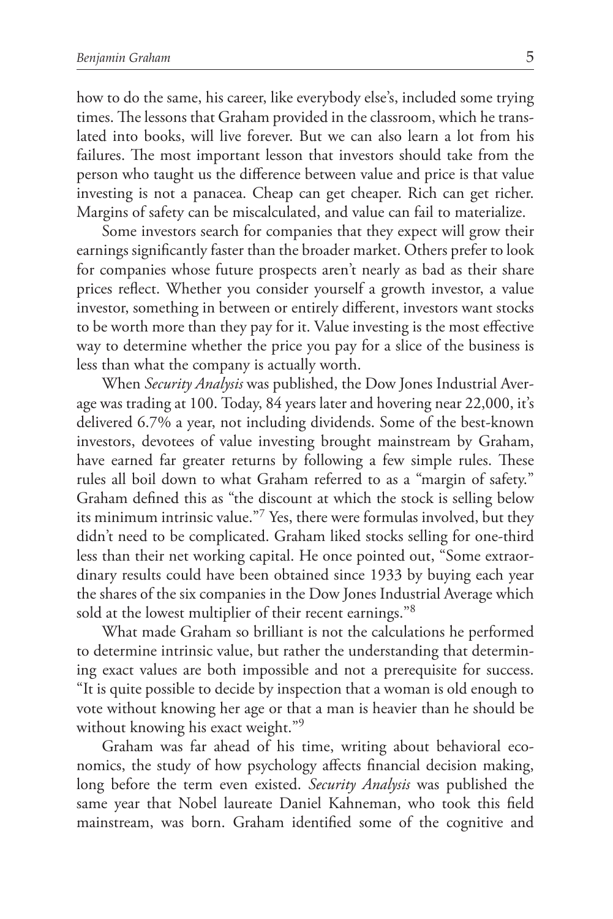how to do the same, his career, like everybody else's, included some trying times. The lessons that Graham provided in the classroom, which he translated into books, will live forever. But we can also learn a lot from his failures. The most important lesson that investors should take from the person who taught us the difference between value and price is that value investing is not a panacea. Cheap can get cheaper. Rich can get richer. Margins of safety can be miscalculated, and value can fail to materialize.

Some investors search for companies that they expect will grow their earnings significantly faster than the broader market. Others prefer to look for companies whose future prospects aren't nearly as bad as their share prices reflect. Whether you consider yourself a growth investor, a value investor, something in between or entirely different, investors want stocks to be worth more than they pay for it. Value investing is the most effective way to determine whether the price you pay for a slice of the business is less than what the company is actually worth.

When *Security Analysis* was published, the Dow Jones Industrial Average was trading at 100. Today, 84 years later and hovering near 22,000, it's delivered 6.7% a year, not including dividends. Some of the best-known investors, devotees of value investing brought mainstream by Graham, have earned far greater returns by following a few simple rules. These rules all boil down to what Graham referred to as a "margin of safety." Graham defined this as "the discount at which the stock is selling below its minimum intrinsic value."[7] Yes, there were formulas involved, but they didn't need to be complicated. Graham liked stocks selling for one-third less than their net working capital. He once pointed out, "Some extraordinary results could have been obtained since 1933 by buying each year the shares of the six companies in the Dow Jones Industrial Average which sold at the lowest multiplier of their recent earnings."[8]

What made Graham so brilliant is not the calculations he performed to determine intrinsic value, but rather the understanding that determining exact values are both impossible and not a prerequisite for success. "It is quite possible to decide by inspection that a woman is old enough to vote without knowing her age or that a man is heavier than he should be without knowing his exact weight."[9]

Graham was far ahead of his time, writing about behavioral economics, the study of how psychology affects financial decision making, long before the term even existed. *Security Analysis* was published the same year that Nobel laureate Daniel Kahneman, who took this field mainstream, was born. Graham identified some of the cognitive and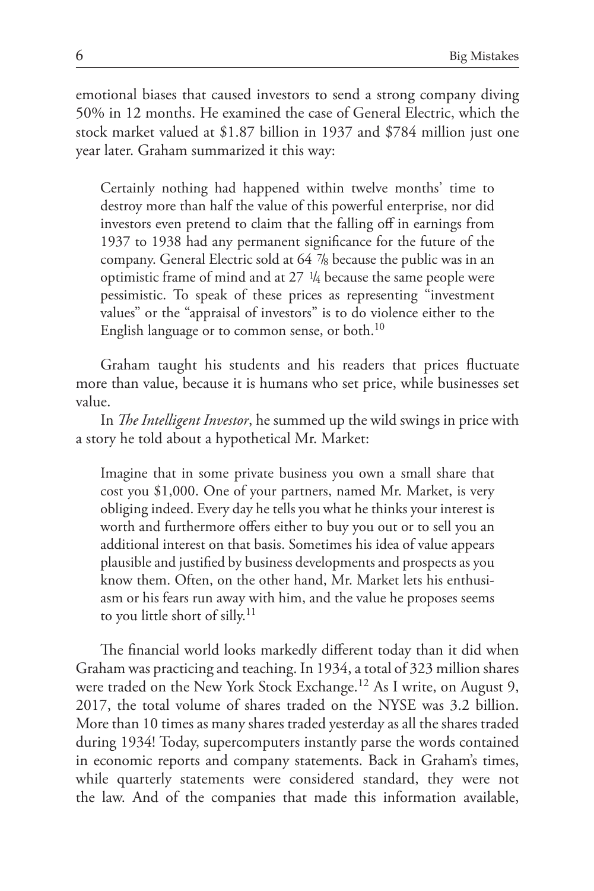emotional biases that caused investors to send a strong company diving 50% in 12 months. He examined the case of General Electric, which the stock market valued at $1.87 billion in 1937 and $784 million just one year later. Graham summarized it this way:

> Certainly nothing had happened within twelve months' time to destroy more than half the value of this powerful enterprise, nor did investors even pretend to claim that the falling off in earnings from 1937 to 1938 had any permanent significance for the future of the company. General Electric sold at 64 7/8 because the public was in an optimistic frame of mind and at 27 1/4 because the same people were pessimistic. To speak of these prices as representing "investment values" or the "appraisal of investors" is to do violence either to the English language or to common sense, or both.[10]

Graham taught his students and his readers that prices fluctuate more than value, because it is humans who set price, while businesses set value.

In *The Intelligent Investor*, he summed up the wild swings in price with a story he told about a hypothetical Mr. Market:

> Imagine that in some private business you own a small share that cost you $1,000. One of your partners, named Mr. Market, is very obliging indeed. Every day he tells you what he thinks your interest is worth and furthermore offers either to buy you out or to sell you an additional interest on that basis. Sometimes his idea of value appears plausible and justified by business developments and prospects as you know them. Often, on the other hand, Mr. Market lets his enthusiasm or his fears run away with him, and the value he proposes seems to you little short of silly.[11]

The financial world looks markedly different today than it did when Graham was practicing and teaching. In 1934, a total of 323 million shares were traded on the New York Stock Exchange.[12] As I write, on August 9, 2017, the total volume of shares traded on the NYSE was 3.2 billion. More than 10 times as many shares traded yesterday as all the shares traded during 1934! Today, supercomputers instantly parse the words contained in economic reports and company statements. Back in Graham's times, while quarterly statements were considered standard, they were not the law. And of the companies that made this information available,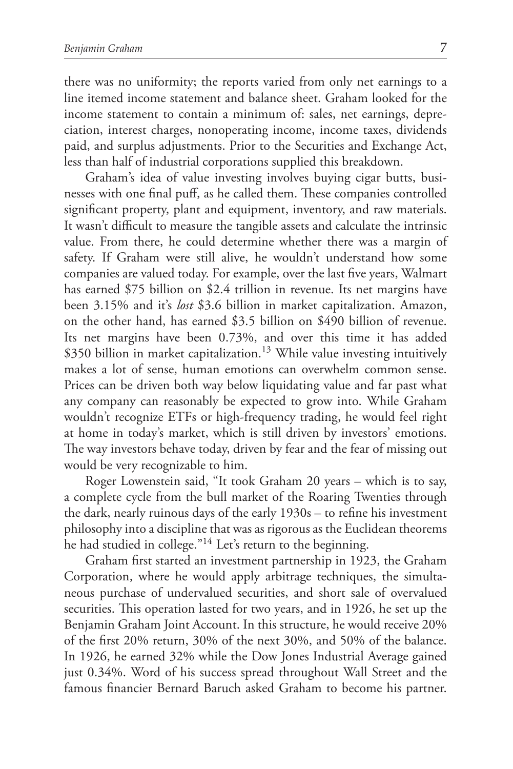there was no uniformity; the reports varied from only net earnings to a line itemed income statement and balance sheet. Graham looked for the income statement to contain a minimum of: sales, net earnings, depreciation, interest charges, nonoperating income, income taxes, dividends paid, and surplus adjustments. Prior to the Securities and Exchange Act, less than half of industrial corporations supplied this breakdown.

Graham's idea of value investing involves buying cigar butts, businesses with one final puff, as he called them. These companies controlled significant property, plant and equipment, inventory, and raw materials. It wasn't difficult to measure the tangible assets and calculate the intrinsic value. From there, he could determine whether there was a margin of safety. If Graham were still alive, he wouldn't understand how some companies are valued today. For example, over the last five years, Walmart has earned $75 billion on $2.4 trillion in revenue. Its net margins have been 3.15% and it's *lost* $3.6 billion in market capitalization. Amazon, on the other hand, has earned $3.5 billion on $490 billion of revenue. Its net margins have been 0.73%, and over this time it has added $350 billion in market capitalization.[13] While value investing intuitively makes a lot of sense, human emotions can overwhelm common sense. Prices can be driven both way below liquidating value and far past what any company can reasonably be expected to grow into. While Graham wouldn't recognize ETFs or high-frequency trading, he would feel right at home in today's market, which is still driven by investors' emotions. The way investors behave today, driven by fear and the fear of missing out would be very recognizable to him.

Roger Lowenstein said, "It took Graham 20 years – which is to say, a complete cycle from the bull market of the Roaring Twenties through the dark, nearly ruinous days of the early 1930s – to refine his investment philosophy into a discipline that was as rigorous as the Euclidean theorems he had studied in college."[14] Let's return to the beginning.

Graham first started an investment partnership in 1923, the Graham Corporation, where he would apply arbitrage techniques, the simultaneous purchase of undervalued securities, and short sale of overvalued securities. This operation lasted for two years, and in 1926, he set up the Benjamin Graham Joint Account. In this structure, he would receive 20% of the first 20% return, 30% of the next 30%, and 50% of the balance. In 1926, he earned 32% while the Dow Jones Industrial Average gained just 0.34%. Word of his success spread throughout Wall Street and the famous financier Bernard Baruch asked Graham to become his partner.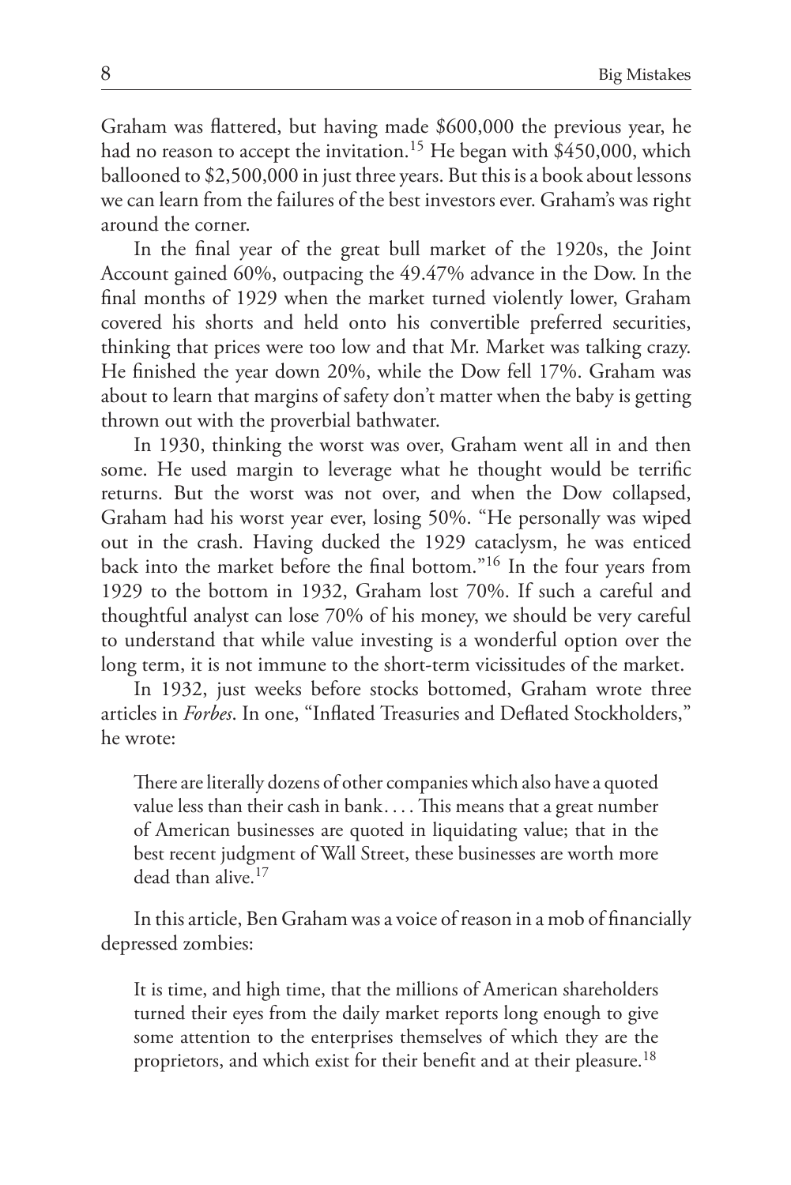Graham was flattered, but having made $600,000 the previous year, he had no reason to accept the invitation.[15] He began with $450,000, which ballooned to $2,500,000 in just three years. But this is a book about lessons we can learn from the failures of the best investors ever. Graham's was right around the corner.

In the final year of the great bull market of the 1920s, the Joint Account gained 60%, outpacing the 49.47% advance in the Dow. In the final months of 1929 when the market turned violently lower, Graham covered his shorts and held onto his convertible preferred securities, thinking that prices were too low and that Mr. Market was talking crazy. He finished the year down 20%, while the Dow fell 17%. Graham was about to learn that margins of safety don't matter when the baby is getting thrown out with the proverbial bathwater.

In 1930, thinking the worst was over, Graham went all in and then some. He used margin to leverage what he thought would be terrific returns. But the worst was not over, and when the Dow collapsed, Graham had his worst year ever, losing 50%. "He personally was wiped out in the crash. Having ducked the 1929 cataclysm, he was enticed back into the market before the final bottom."[16] In the four years from 1929 to the bottom in 1932, Graham lost 70%. If such a careful and thoughtful analyst can lose 70% of his money, we should be very careful to understand that while value investing is a wonderful option over the long term, it is not immune to the short-term vicissitudes of the market.

In 1932, just weeks before stocks bottomed, Graham wrote three articles in *Forbes*. In one, "Inflated Treasuries and Deflated Stockholders," he wrote:

> There are literally dozens of other companies which also have a quoted value less than their cash in bank. . . . This means that a great number of American businesses are quoted in liquidating value; that in the best recent judgment of Wall Street, these businesses are worth more dead than alive.[17]

In this article, Ben Graham was a voice of reason in a mob of financially depressed zombies:

> It is time, and high time, that the millions of American shareholders turned their eyes from the daily market reports long enough to give some attention to the enterprises themselves of which they are the proprietors, and which exist for their benefit and at their pleasure.[18]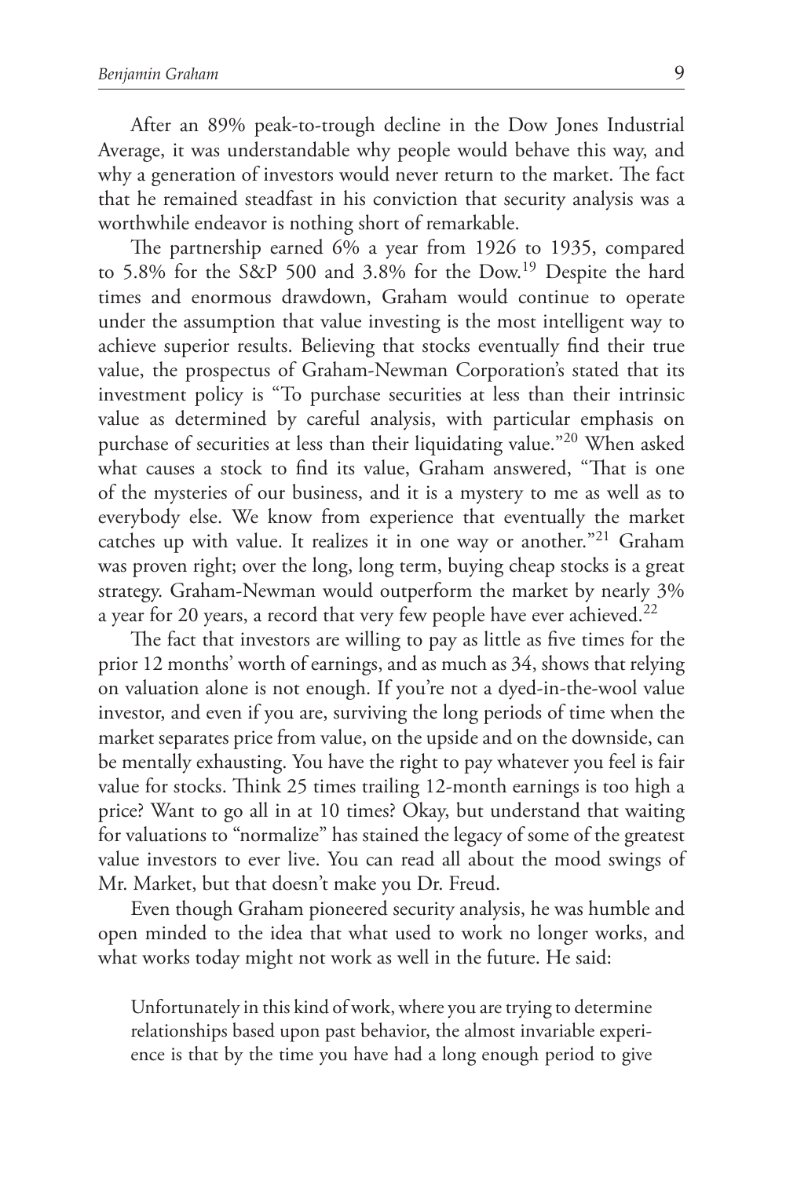After an 89% peak-to-trough decline in the Dow Jones Industrial Average, it was understandable why people would behave this way, and why a generation of investors would never return to the market. The fact that he remained steadfast in his conviction that security analysis was a worthwhile endeavor is nothing short of remarkable.

The partnership earned 6% a year from 1926 to 1935, compared to 5.8% for the S&P 500 and 3.8% for the Dow.[19] Despite the hard times and enormous drawdown, Graham would continue to operate under the assumption that value investing is the most intelligent way to achieve superior results. Believing that stocks eventually find their true value, the prospectus of Graham-Newman Corporation's stated that its investment policy is "To purchase securities at less than their intrinsic value as determined by careful analysis, with particular emphasis on purchase of securities at less than their liquidating value."[20] When asked what causes a stock to find its value, Graham answered, "That is one of the mysteries of our business, and it is a mystery to me as well as to everybody else. We know from experience that eventually the market catches up with value. It realizes it in one way or another."[21] Graham was proven right; over the long, long term, buying cheap stocks is a great strategy. Graham-Newman would outperform the market by nearly 3% a year for 20 years, a record that very few people have ever achieved.[22]

The fact that investors are willing to pay as little as five times for the prior 12 months' worth of earnings, and as much as 34, shows that relying on valuation alone is not enough. If you're not a dyed-in-the-wool value investor, and even if you are, surviving the long periods of time when the market separates price from value, on the upside and on the downside, can be mentally exhausting. You have the right to pay whatever you feel is fair value for stocks. Think 25 times trailing 12-month earnings is too high a price? Want to go all in at 10 times? Okay, but understand that waiting for valuations to "normalize" has stained the legacy of some of the greatest value investors to ever live. You can read all about the mood swings of Mr. Market, but that doesn't make you Dr. Freud.

Even though Graham pioneered security analysis, he was humble and open minded to the idea that what used to work no longer works, and what works today might not work as well in the future. He said:

> Unfortunately in this kind of work, where you are trying to determine relationships based upon past behavior, the almost invariable experience is that by the time you have had a long enough period to give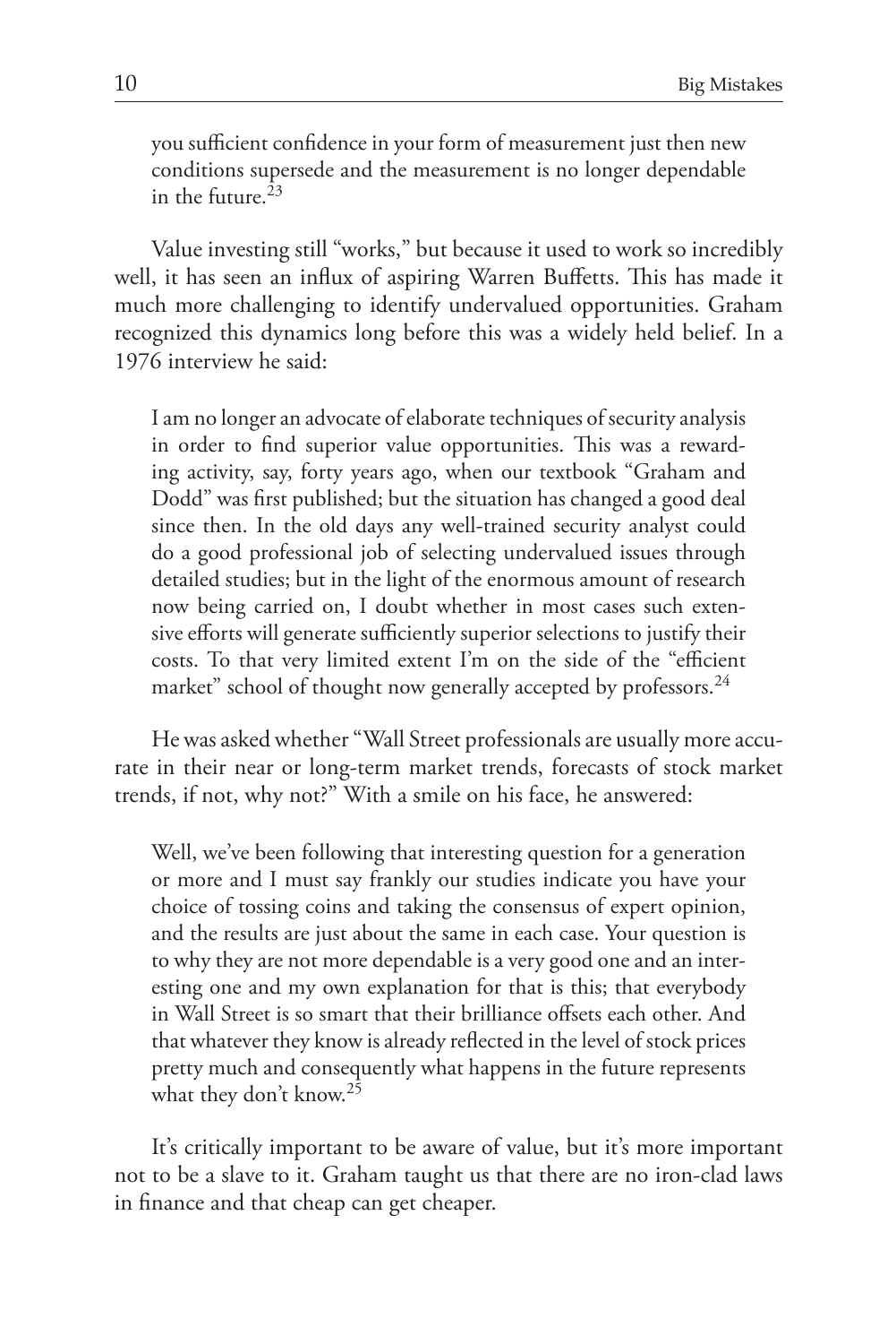> you sufficient confidence in your form of measurement just then new conditions supersede and the measurement is no longer dependable in the future.[23]

Value investing still "works," but because it used to work so incredibly well, it has seen an influx of aspiring Warren Buffetts. This has made it much more challenging to identify undervalued opportunities. Graham recognized this dynamics long before this was a widely held belief. In a 1976 interview he said:

> I am no longer an advocate of elaborate techniques of security analysis in order to find superior value opportunities. This was a rewarding activity, say, forty years ago, when our textbook "Graham and Dodd" was first published; but the situation has changed a good deal since then. In the old days any well-trained security analyst could do a good professional job of selecting undervalued issues through detailed studies; but in the light of the enormous amount of research now being carried on, I doubt whether in most cases such extensive efforts will generate sufficiently superior selections to justify their costs. To that very limited extent I'm on the side of the "efficient market" school of thought now generally accepted by professors.[24]

He was asked whether "Wall Street professionals are usually more accurate in their near or long-term market trends, forecasts of stock market trends, if not, why not?" With a smile on his face, he answered:

> Well, we've been following that interesting question for a generation or more and I must say frankly our studies indicate you have your choice of tossing coins and taking the consensus of expert opinion, and the results are just about the same in each case. Your question is to why they are not more dependable is a very good one and an interesting one and my own explanation for that is this; that everybody in Wall Street is so smart that their brilliance offsets each other. And that whatever they know is already reflected in the level of stock prices pretty much and consequently what happens in the future represents what they don't know.[25]

It's critically important to be aware of value, but it's more important not to be a slave to it. Graham taught us that there are no iron-clad laws in finance and that cheap can get cheaper.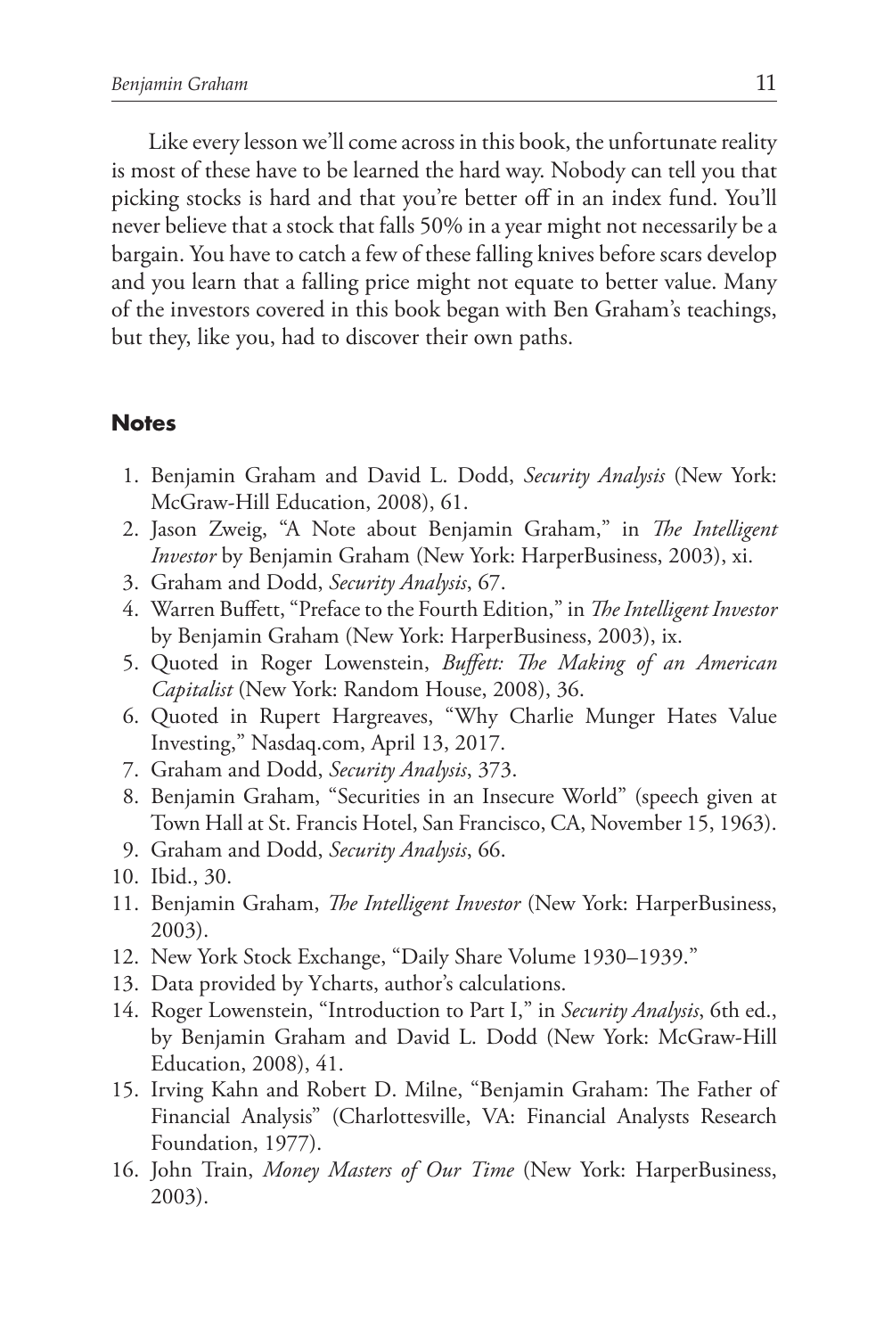Like every lesson we'll come across in this book, the unfortunate reality is most of these have to be learned the hard way. Nobody can tell you that picking stocks is hard and that you're better off in an index fund. You'll never believe that a stock that falls 50% in a year might not necessarily be a bargain. You have to catch a few of these falling knives before scars develop and you learn that a falling price might not equate to better value. Many of the investors covered in this book began with Ben Graham's teachings, but they, like you, had to discover their own paths.

## Notes

1. Benjamin Graham and David L. Dodd, *Security Analysis* (New York: McGraw-Hill Education, 2008), 61.
2. Jason Zweig, "A Note about Benjamin Graham," in *The Intelligent Investor* by Benjamin Graham (New York: HarperBusiness, 2003), xi.
3. Graham and Dodd, *Security Analysis*, 67.
4. Warren Buffett, "Preface to the Fourth Edition," in *The Intelligent Investor* by Benjamin Graham (New York: HarperBusiness, 2003), ix.
5. Quoted in Roger Lowenstein, *Buffett: The Making of an American Capitalist* (New York: Random House, 2008), 36.
6. Quoted in Rupert Hargreaves, "Why Charlie Munger Hates Value Investing," Nasdaq.com, April 13, 2017.
7. Graham and Dodd, *Security Analysis*, 373.
8. Benjamin Graham, "Securities in an Insecure World" (speech given at Town Hall at St. Francis Hotel, San Francisco, CA, November 15, 1963).
9. Graham and Dodd, *Security Analysis*, 66.
10. Ibid., 30.
11. Benjamin Graham, *The Intelligent Investor* (New York: HarperBusiness, 2003).
12. New York Stock Exchange, "Daily Share Volume 1930–1939."
13. Data provided by Ycharts, author's calculations.
14. Roger Lowenstein, "Introduction to Part I," in *Security Analysis*, 6th ed., by Benjamin Graham and David L. Dodd (New York: McGraw-Hill Education, 2008), 41.
15. Irving Kahn and Robert D. Milne, "Benjamin Graham: The Father of Financial Analysis" (Charlottesville, VA: Financial Analysts Research Foundation, 1977).
16. John Train, *Money Masters of Our Time* (New York: HarperBusiness, 2003).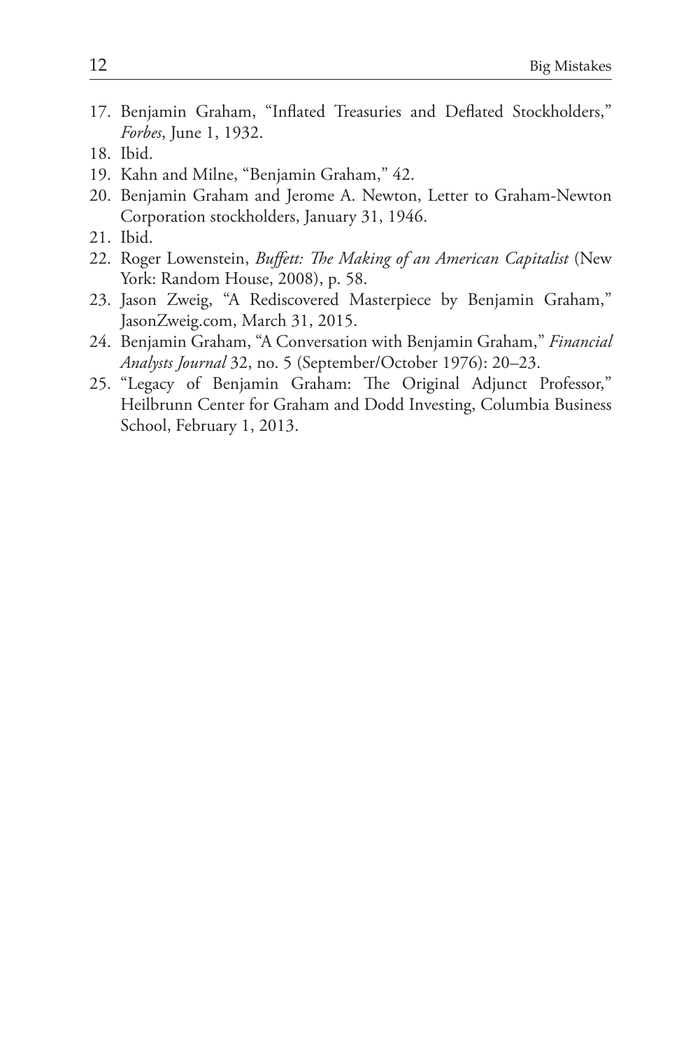17. Benjamin Graham, "Inflated Treasuries and Deflated Stockholders," *Forbes*, June 1, 1932.
18. Ibid.
19. Kahn and Milne, "Benjamin Graham," 42.
20. Benjamin Graham and Jerome A. Newton, Letter to Graham-Newton Corporation stockholders, January 31, 1946.
21. Ibid.
22. Roger Lowenstein, *Buffett: The Making of an American Capitalist* (New York: Random House, 2008), p. 58.
23. Jason Zweig, "A Rediscovered Masterpiece by Benjamin Graham," JasonZweig.com, March 31, 2015.
24. Benjamin Graham, "A Conversation with Benjamin Graham," *Financial Analysts Journal* 32, no. 5 (September/October 1976): 20–23.
25. "Legacy of Benjamin Graham: The Original Adjunct Professor," Heilbrunn Center for Graham and Dodd Investing, Columbia Business School, February 1, 2013.